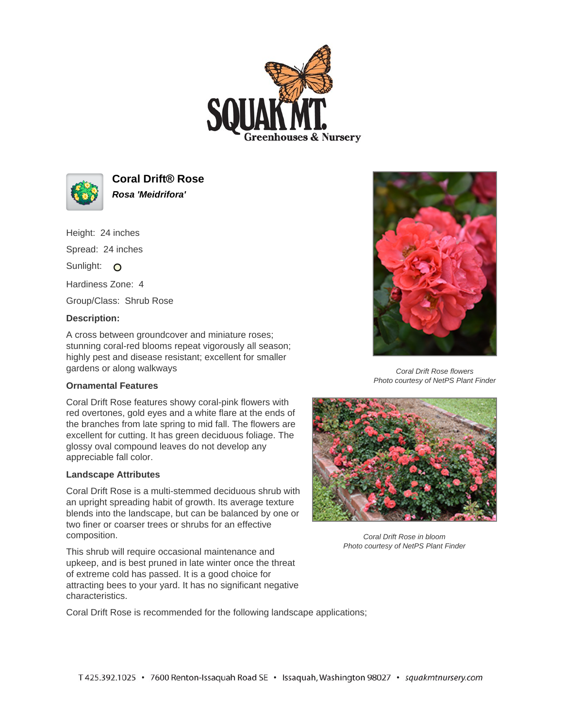# Coral Drift® Rose

***Rosa 'Meidrifora'***

Height: 24 inches

Spread: 24 inches

Sunlight:

Hardiness Zone: 4

Group/Class: Shrub Rose

**Description:**

A cross between groundcover and miniature roses; stunning coral-red blooms repeat vigorously all season; highly pest and disease resistant; excellent for smaller gardens or along walkways

*Coral Drift Rose flowers*
*Photo courtesy of NetPS Plant Finder*

**Ornamental Features**

Coral Drift Rose features showy coral-pink flowers with red overtones, gold eyes and a white flare at the ends of the branches from late spring to mid fall. The flowers are excellent for cutting. It has green deciduous foliage. The glossy oval compound leaves do not develop any appreciable fall color.

**Landscape Attributes**

Coral Drift Rose is a multi-stemmed deciduous shrub with an upright spreading habit of growth. Its average texture blends into the landscape, but can be balanced by one or two finer or coarser trees or shrubs for an effective composition.

This shrub will require occasional maintenance and upkeep, and is best pruned in late winter once the threat of extreme cold has passed. It is a good choice for attracting bees to your yard. It has no significant negative characteristics.

*Coral Drift Rose in bloom*
*Photo courtesy of NetPS Plant Finder*

Coral Drift Rose is recommended for the following landscape applications;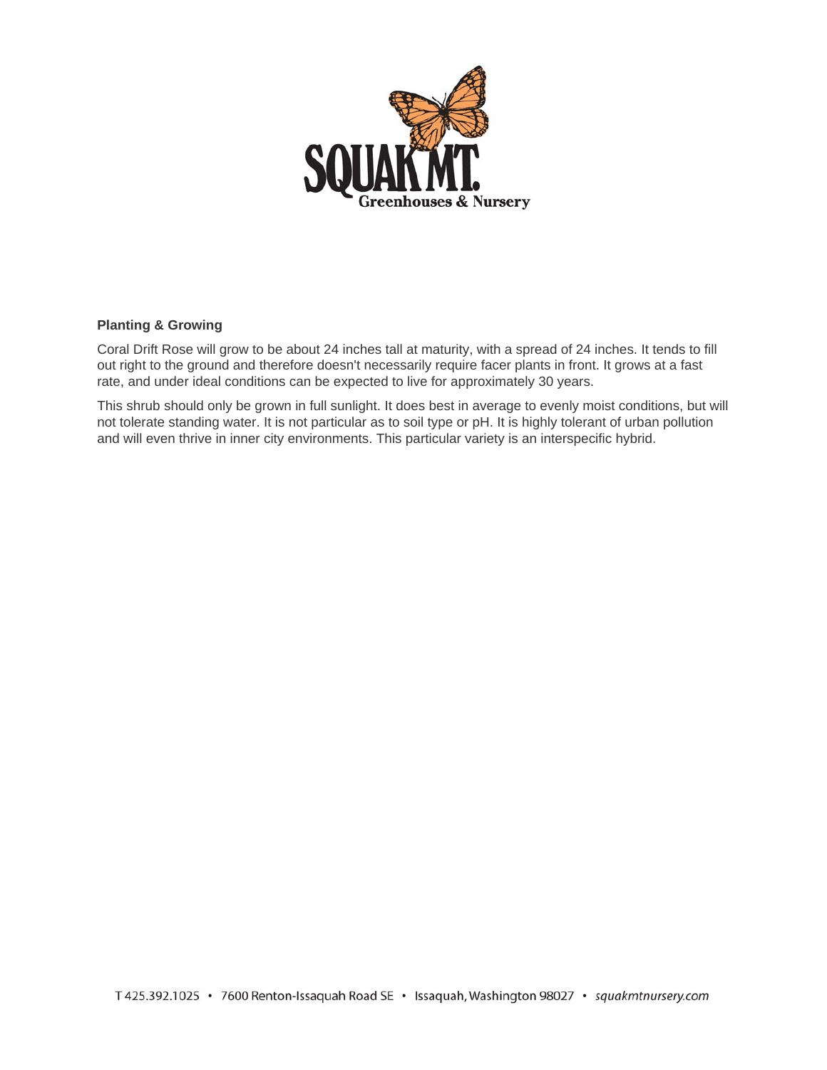**Planting & Growing**

Coral Drift Rose will grow to be about 24 inches tall at maturity, with a spread of 24 inches. It tends to fill out right to the ground and therefore doesn't necessarily require facer plants in front. It grows at a fast rate, and under ideal conditions can be expected to live for approximately 30 years.

This shrub should only be grown in full sunlight. It does best in average to evenly moist conditions, but will not tolerate standing water. It is not particular as to soil type or pH. It is highly tolerant of urban pollution and will even thrive in inner city environments. This particular variety is an interspecific hybrid.